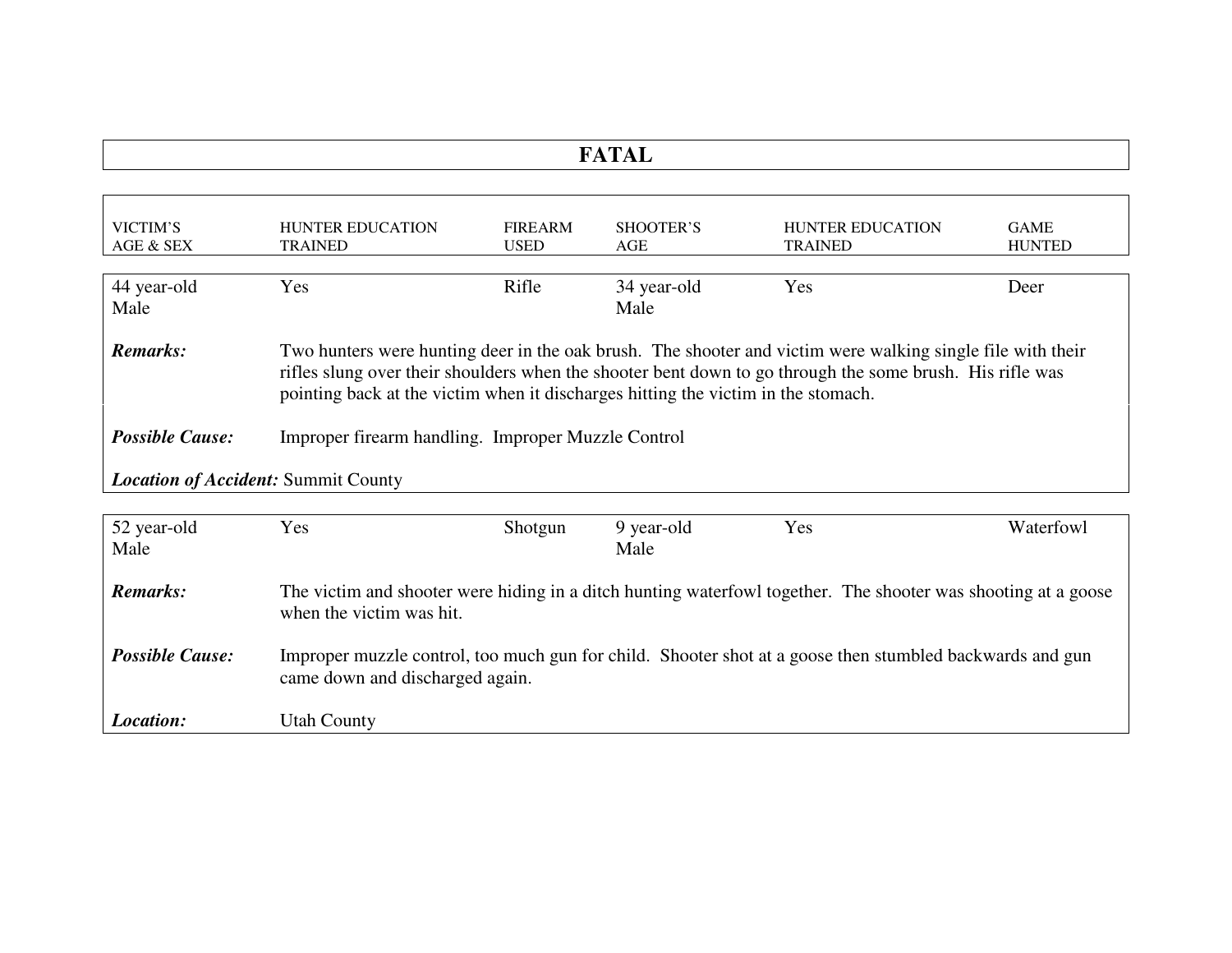# FATAL

| VICTIM'S AGE & SEX | HUNTER EDUCATION TRAINED | FIREARM USED | SHOOTER'S AGE | HUNTER EDUCATION TRAINED | GAME HUNTED |
|---|---|---|---|---|---|
| 44 year-old Male | Yes | Rifle | 34 year-old Male | Yes | Deer |

***Remarks:*** Two hunters were hunting deer in the oak brush. The shooter and victim were walking single file with their rifles slung over their shoulders when the shooter bent down to go through the some brush. His rifle was pointing back at the victim when it discharges hitting the victim in the stomach.

***Possible Cause:*** Improper firearm handling. Improper Muzzle Control

***Location of Accident:*** Summit County

| VICTIM'S AGE & SEX | HUNTER EDUCATION TRAINED | FIREARM USED | SHOOTER'S AGE | HUNTER EDUCATION TRAINED | GAME HUNTED |
|---|---|---|---|---|---|
| 52 year-old Male | Yes | Shotgun | 9 year-old Male | Yes | Waterfowl |

***Remarks:*** The victim and shooter were hiding in a ditch hunting waterfowl together. The shooter was shooting at a goose when the victim was hit.

***Possible Cause:*** Improper muzzle control, too much gun for child. Shooter shot at a goose then stumbled backwards and gun came down and discharged again.

***Location:*** Utah County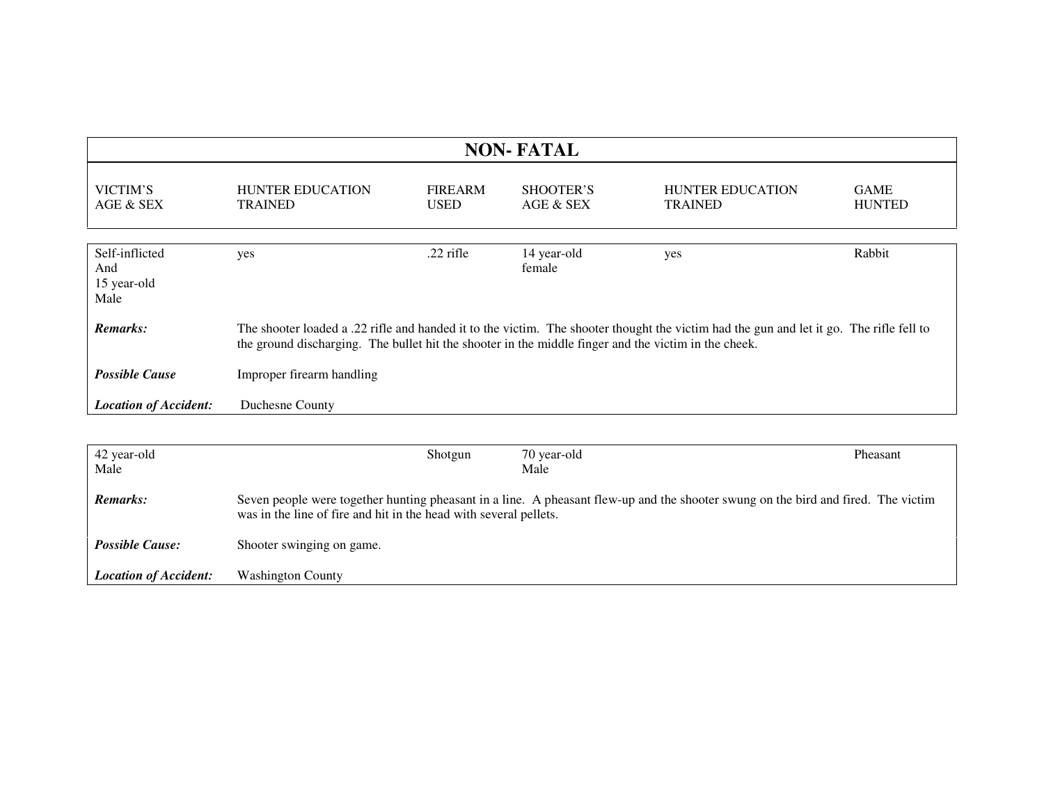## NON- FATAL

| VICTIM'S AGE & SEX | HUNTER EDUCATION TRAINED | FIREARM USED | SHOOTER'S AGE & SEX | HUNTER EDUCATION TRAINED | GAME HUNTED |
|---|---|---|---|---|---|
| Self-inflicted And 15 year-old Male | yes | .22 rifle | 14 year-old female | yes | Rabbit |

***Remarks:*** The shooter loaded a .22 rifle and handed it to the victim. The shooter thought the victim had the gun and let it go. The rifle fell to the ground discharging. The bullet hit the shooter in the middle finger and the victim in the cheek.

***Possible Cause*** Improper firearm handling

***Location of Accident:*** Duchesne County

| VICTIM'S AGE & SEX | HUNTER EDUCATION TRAINED | FIREARM USED | SHOOTER'S AGE & SEX | HUNTER EDUCATION TRAINED | GAME HUNTED |
|---|---|---|---|---|---|
| 42 year-old Male | | Shotgun | 70 year-old Male | | Pheasant |

***Remarks:*** Seven people were together hunting pheasant in a line. A pheasant flew-up and the shooter swung on the bird and fired. The victim was in the line of fire and hit in the head with several pellets.

***Possible Cause:*** Shooter swinging on game.

***Location of Accident:*** Washington County